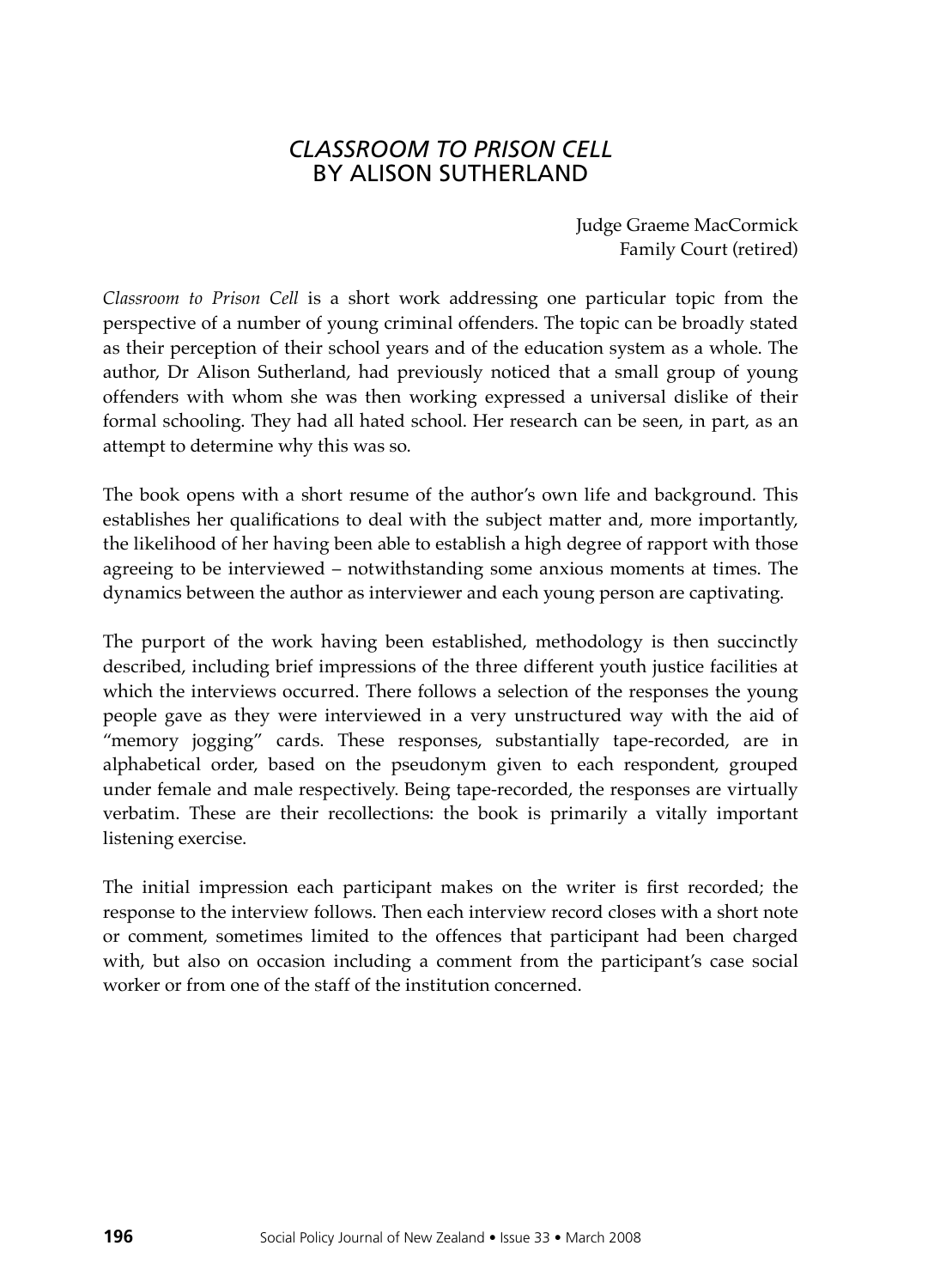# *CLASSROOM TO PRISON CELL* BY ALISON SUTHERLAND

Judge Graeme MacCormick
Family Court (retired)

*Classroom to Prison Cell* is a short work addressing one particular topic from the perspective of a number of young criminal offenders. The topic can be broadly stated as their perception of their school years and of the education system as a whole. The author, Dr Alison Sutherland, had previously noticed that a small group of young offenders with whom she was then working expressed a universal dislike of their formal schooling. They had all hated school. Her research can be seen, in part, as an attempt to determine why this was so.

The book opens with a short resume of the author's own life and background. This establishes her qualifications to deal with the subject matter and, more importantly, the likelihood of her having been able to establish a high degree of rapport with those agreeing to be interviewed – notwithstanding some anxious moments at times. The dynamics between the author as interviewer and each young person are captivating.

The purport of the work having been established, methodology is then succinctly described, including brief impressions of the three different youth justice facilities at which the interviews occurred. There follows a selection of the responses the young people gave as they were interviewed in a very unstructured way with the aid of "memory jogging" cards. These responses, substantially tape-recorded, are in alphabetical order, based on the pseudonym given to each respondent, grouped under female and male respectively. Being tape-recorded, the responses are virtually verbatim. These are their recollections: the book is primarily a vitally important listening exercise.

The initial impression each participant makes on the writer is first recorded; the response to the interview follows. Then each interview record closes with a short note or comment, sometimes limited to the offences that participant had been charged with, but also on occasion including a comment from the participant's case social worker or from one of the staff of the institution concerned.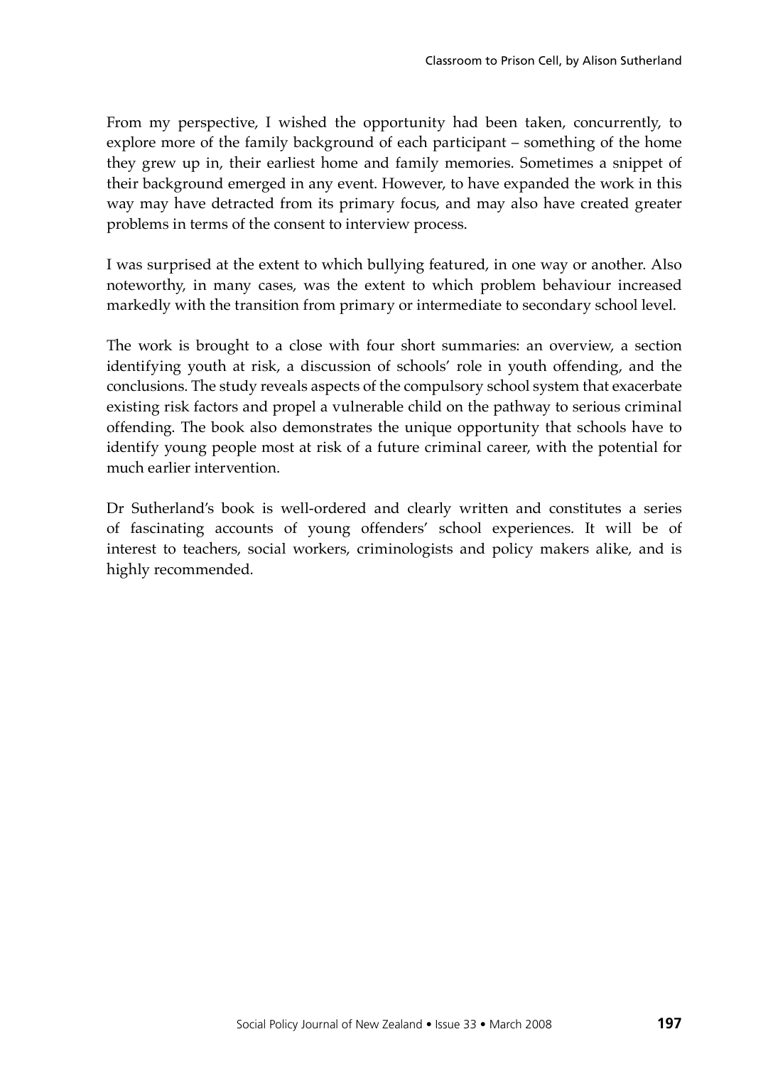From my perspective, I wished the opportunity had been taken, concurrently, to explore more of the family background of each participant – something of the home they grew up in, their earliest home and family memories. Sometimes a snippet of their background emerged in any event. However, to have expanded the work in this way may have detracted from its primary focus, and may also have created greater problems in terms of the consent to interview process.

I was surprised at the extent to which bullying featured, in one way or another. Also noteworthy, in many cases, was the extent to which problem behaviour increased markedly with the transition from primary or intermediate to secondary school level.

The work is brought to a close with four short summaries: an overview, a section identifying youth at risk, a discussion of schools' role in youth offending, and the conclusions. The study reveals aspects of the compulsory school system that exacerbate existing risk factors and propel a vulnerable child on the pathway to serious criminal offending. The book also demonstrates the unique opportunity that schools have to identify young people most at risk of a future criminal career, with the potential for much earlier intervention.

Dr Sutherland's book is well-ordered and clearly written and constitutes a series of fascinating accounts of young offenders' school experiences. It will be of interest to teachers, social workers, criminologists and policy makers alike, and is highly recommended.